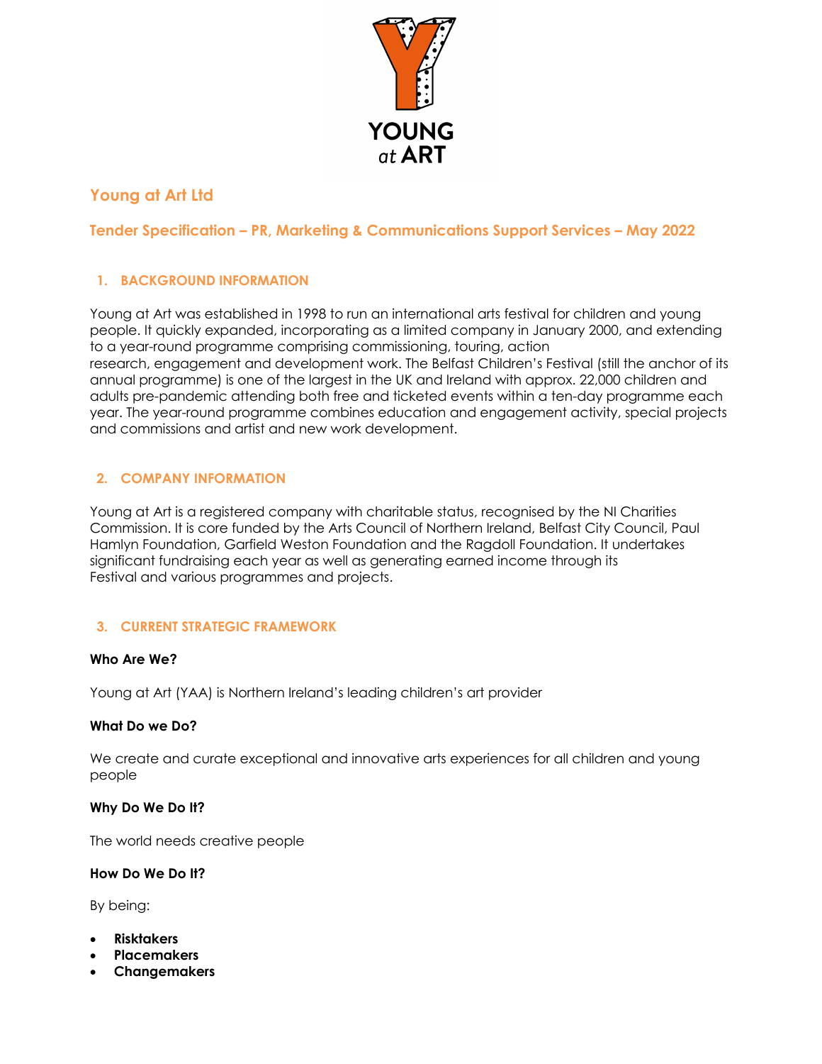# Young at Art Ltd

## Tender Specification – PR, Marketing & Communications Support Services – May 2022

### 1. BACKGROUND INFORMATION

Young at Art was established in 1998 to run an international arts festival for children and young people. It quickly expanded, incorporating as a limited company in January 2000, and extending to a year-round programme comprising commissioning, touring, action research, engagement and development work. The Belfast Children's Festival (still the anchor of its annual programme) is one of the largest in the UK and Ireland with approx. 22,000 children and adults pre-pandemic attending both free and ticketed events within a ten-day programme each year. The year-round programme combines education and engagement activity, special projects and commissions and artist and new work development.

### 2. COMPANY INFORMATION

Young at Art is a registered company with charitable status, recognised by the NI Charities Commission. It is core funded by the Arts Council of Northern Ireland, Belfast City Council, Paul Hamlyn Foundation, Garfield Weston Foundation and the Ragdoll Foundation. It undertakes significant fundraising each year as well as generating earned income through its Festival and various programmes and projects.

### 3. CURRENT STRATEGIC FRAMEWORK

**Who Are We?**

Young at Art (YAA) is Northern Ireland's leading children's art provider

**What Do we Do?**

We create and curate exceptional and innovative arts experiences for all children and young people

**Why Do We Do It?**

The world needs creative people

**How Do We Do It?**

By being:

- **Risktakers**
- **Placemakers**
- **Changemakers**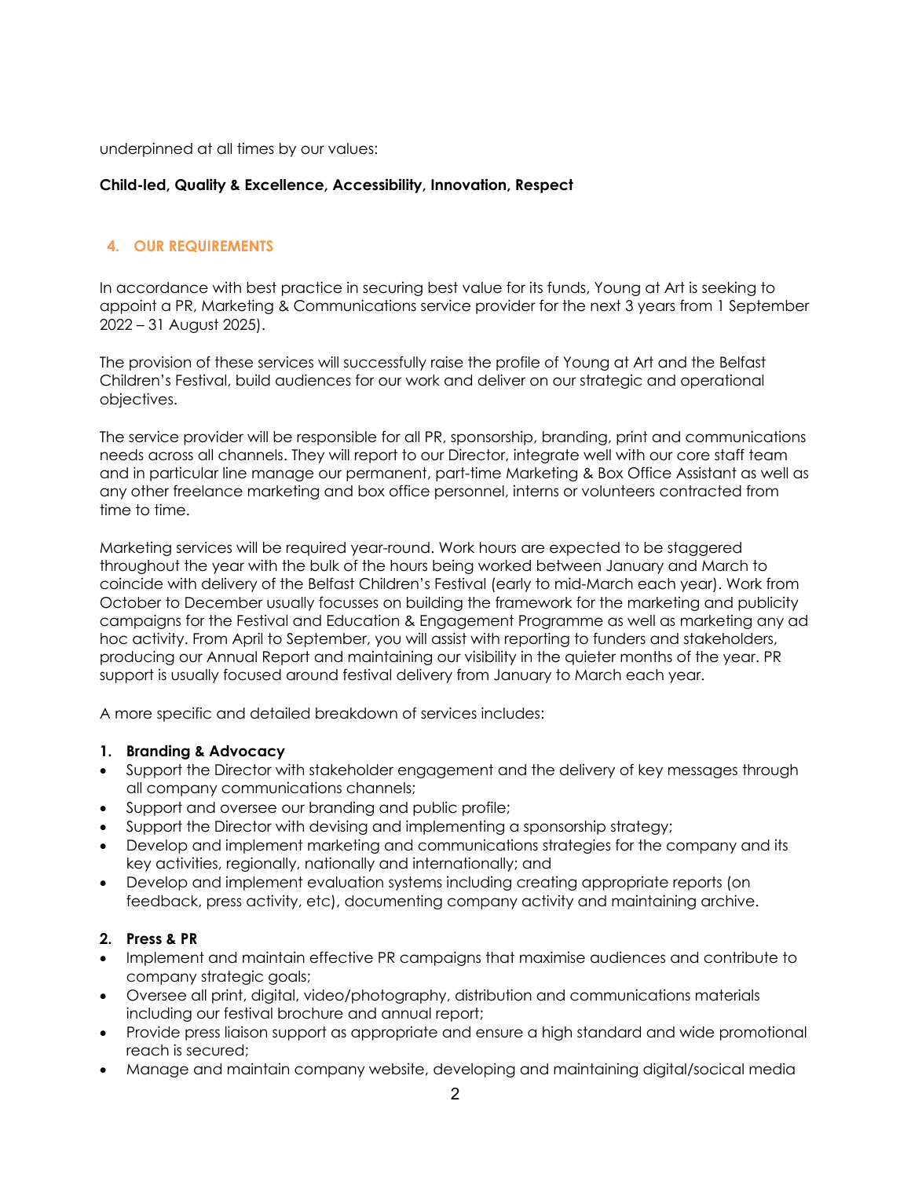underpinned at all times by our values:

**Child-led, Quality & Excellence, Accessibility, Innovation, Respect**

## 4. OUR REQUIREMENTS

In accordance with best practice in securing best value for its funds, Young at Art is seeking to appoint a PR, Marketing & Communications service provider for the next 3 years from 1 September 2022 – 31 August 2025).

The provision of these services will successfully raise the profile of Young at Art and the Belfast Children's Festival, build audiences for our work and deliver on our strategic and operational objectives.

The service provider will be responsible for all PR, sponsorship, branding, print and communications needs across all channels. They will report to our Director, integrate well with our core staff team and in particular line manage our permanent, part-time Marketing & Box Office Assistant as well as any other freelance marketing and box office personnel, interns or volunteers contracted from time to time.

Marketing services will be required year-round. Work hours are expected to be staggered throughout the year with the bulk of the hours being worked between January and March to coincide with delivery of the Belfast Children's Festival (early to mid-March each year). Work from October to December usually focusses on building the framework for the marketing and publicity campaigns for the Festival and Education & Engagement Programme as well as marketing any ad hoc activity. From April to September, you will assist with reporting to funders and stakeholders, producing our Annual Report and maintaining our visibility in the quieter months of the year. PR support is usually focused around festival delivery from January to March each year.

A more specific and detailed breakdown of services includes:

**1. Branding & Advocacy**

- Support the Director with stakeholder engagement and the delivery of key messages through all company communications channels;
- Support and oversee our branding and public profile;
- Support the Director with devising and implementing a sponsorship strategy;
- Develop and implement marketing and communications strategies for the company and its key activities, regionally, nationally and internationally; and
- Develop and implement evaluation systems including creating appropriate reports (on feedback, press activity, etc), documenting company activity and maintaining archive.

**2. Press & PR**

- Implement and maintain effective PR campaigns that maximise audiences and contribute to company strategic goals;
- Oversee all print, digital, video/photography, distribution and communications materials including our festival brochure and annual report;
- Provide press liaison support as appropriate and ensure a high standard and wide promotional reach is secured;
- Manage and maintain company website, developing and maintaining digital/socical media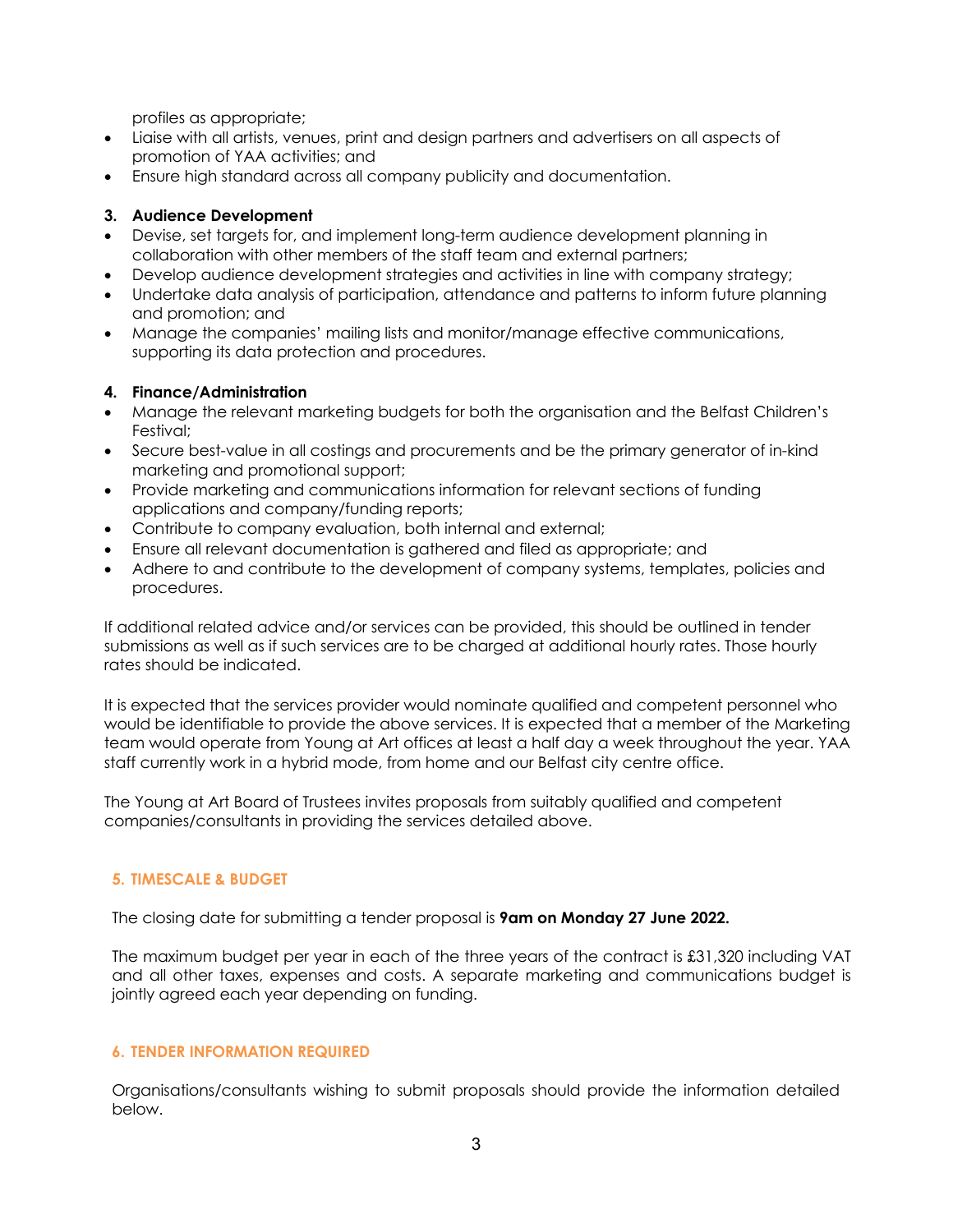profiles as appropriate;
- Liaise with all artists, venues, print and design partners and advertisers on all aspects of promotion of YAA activities; and
- Ensure high standard across all company publicity and documentation.

**3. Audience Development**

- Devise, set targets for, and implement long-term audience development planning in collaboration with other members of the staff team and external partners;
- Develop audience development strategies and activities in line with company strategy;
- Undertake data analysis of participation, attendance and patterns to inform future planning and promotion; and
- Manage the companies' mailing lists and monitor/manage effective communications, supporting its data protection and procedures.

**4. Finance/Administration**

- Manage the relevant marketing budgets for both the organisation and the Belfast Children's Festival;
- Secure best-value in all costings and procurements and be the primary generator of in-kind marketing and promotional support;
- Provide marketing and communications information for relevant sections of funding applications and company/funding reports;
- Contribute to company evaluation, both internal and external;
- Ensure all relevant documentation is gathered and filed as appropriate; and
- Adhere to and contribute to the development of company systems, templates, policies and procedures.

If additional related advice and/or services can be provided, this should be outlined in tender submissions as well as if such services are to be charged at additional hourly rates. Those hourly rates should be indicated.

It is expected that the services provider would nominate qualified and competent personnel who would be identifiable to provide the above services. It is expected that a member of the Marketing team would operate from Young at Art offices at least a half day a week throughout the year. YAA staff currently work in a hybrid mode, from home and our Belfast city centre office.

The Young at Art Board of Trustees invites proposals from suitably qualified and competent companies/consultants in providing the services detailed above.

## 5. TIMESCALE & BUDGET

The closing date for submitting a tender proposal is **9am on Monday 27 June 2022.**

The maximum budget per year in each of the three years of the contract is £31,320 including VAT and all other taxes, expenses and costs. A separate marketing and communications budget is jointly agreed each year depending on funding.

## 6. TENDER INFORMATION REQUIRED

Organisations/consultants wishing to submit proposals should provide the information detailed below.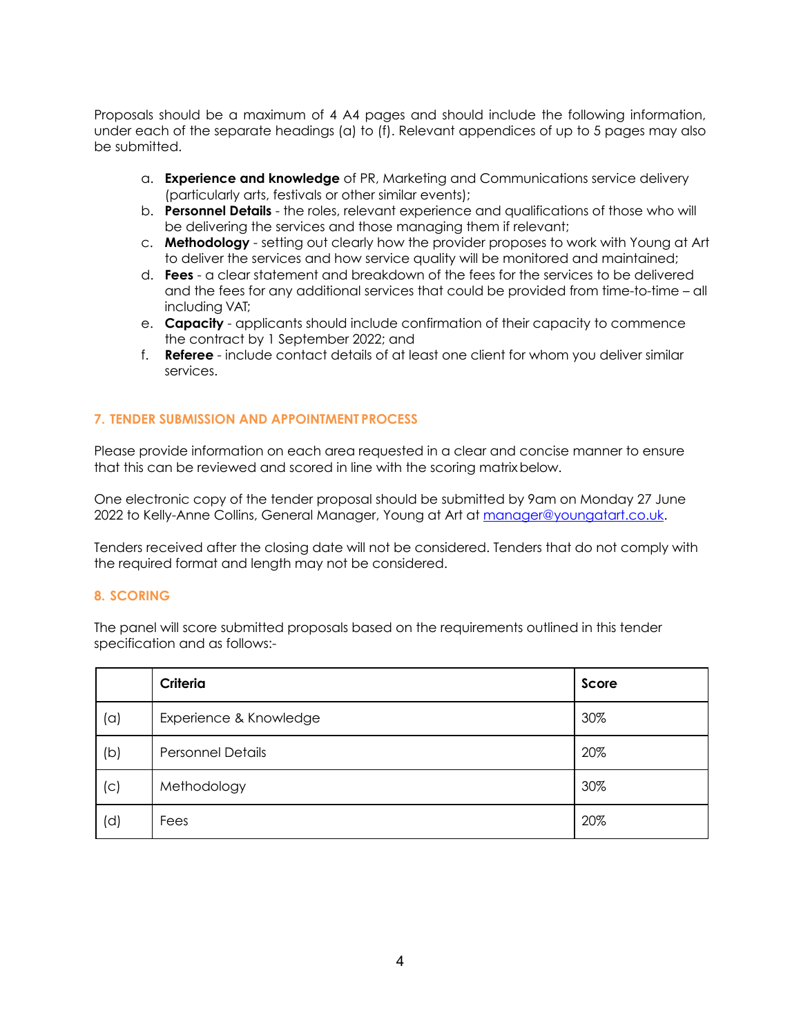Proposals should be a maximum of 4 A4 pages and should include the following information, under each of the separate headings (a) to (f). Relevant appendices of up to 5 pages may also be submitted.

a. **Experience and knowledge** of PR, Marketing and Communications service delivery (particularly arts, festivals or other similar events);
b. **Personnel Details** - the roles, relevant experience and qualifications of those who will be delivering the services and those managing them if relevant;
c. **Methodology** - setting out clearly how the provider proposes to work with Young at Art to deliver the services and how service quality will be monitored and maintained;
d. **Fees** - a clear statement and breakdown of the fees for the services to be delivered and the fees for any additional services that could be provided from time-to-time – all including VAT;
e. **Capacity** - applicants should include confirmation of their capacity to commence the contract by 1 September 2022; and
f. **Referee** - include contact details of at least one client for whom you deliver similar services.

## 7. TENDER SUBMISSION AND APPOINTMENT PROCESS

Please provide information on each area requested in a clear and concise manner to ensure that this can be reviewed and scored in line with the scoring matrix below.

One electronic copy of the tender proposal should be submitted by 9am on Monday 27 June 2022 to Kelly-Anne Collins, General Manager, Young at Art at manager@youngatart.co.uk.

Tenders received after the closing date will not be considered. Tenders that do not comply with the required format and length may not be considered.

## 8. SCORING

The panel will score submitted proposals based on the requirements outlined in this tender specification and as follows:-

| | Criteria | Score |
|---|---|---|
| (a) | Experience & Knowledge | 30% |
| (b) | Personnel Details | 20% |
| (c) | Methodology | 30% |
| (d) | Fees | 20% |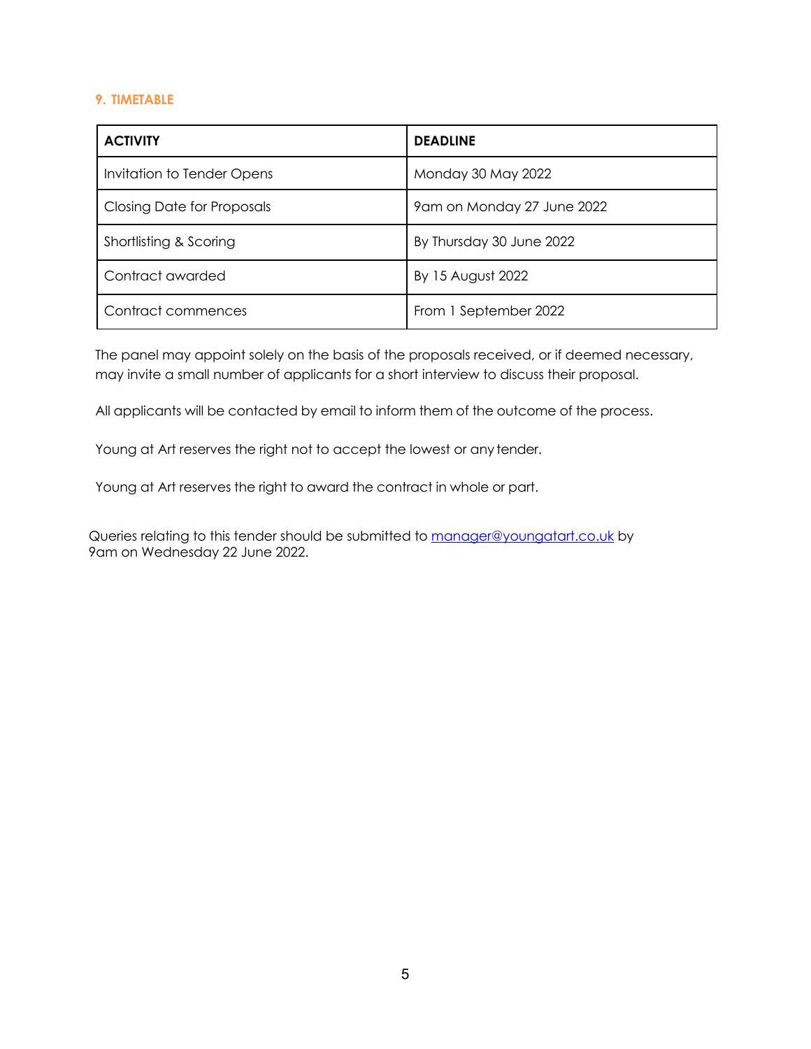## 9. TIMETABLE

| ACTIVITY | DEADLINE |
|---|---|
| Invitation to Tender Opens | Monday 30 May 2022 |
| Closing Date for Proposals | 9am on Monday 27 June 2022 |
| Shortlisting & Scoring | By Thursday 30 June 2022 |
| Contract awarded | By 15 August 2022 |
| Contract commences | From 1 September 2022 |

The panel may appoint solely on the basis of the proposals received, or if deemed necessary, may invite a small number of applicants for a short interview to discuss their proposal.

All applicants will be contacted by email to inform them of the outcome of the process.

Young at Art reserves the right not to accept the lowest or any tender.

Young at Art reserves the right to award the contract in whole or part.

Queries relating to this tender should be submitted to [manager@youngatart.co.uk](mailto:manager@youngatart.co.uk) by 9am on Wednesday 22 June 2022.